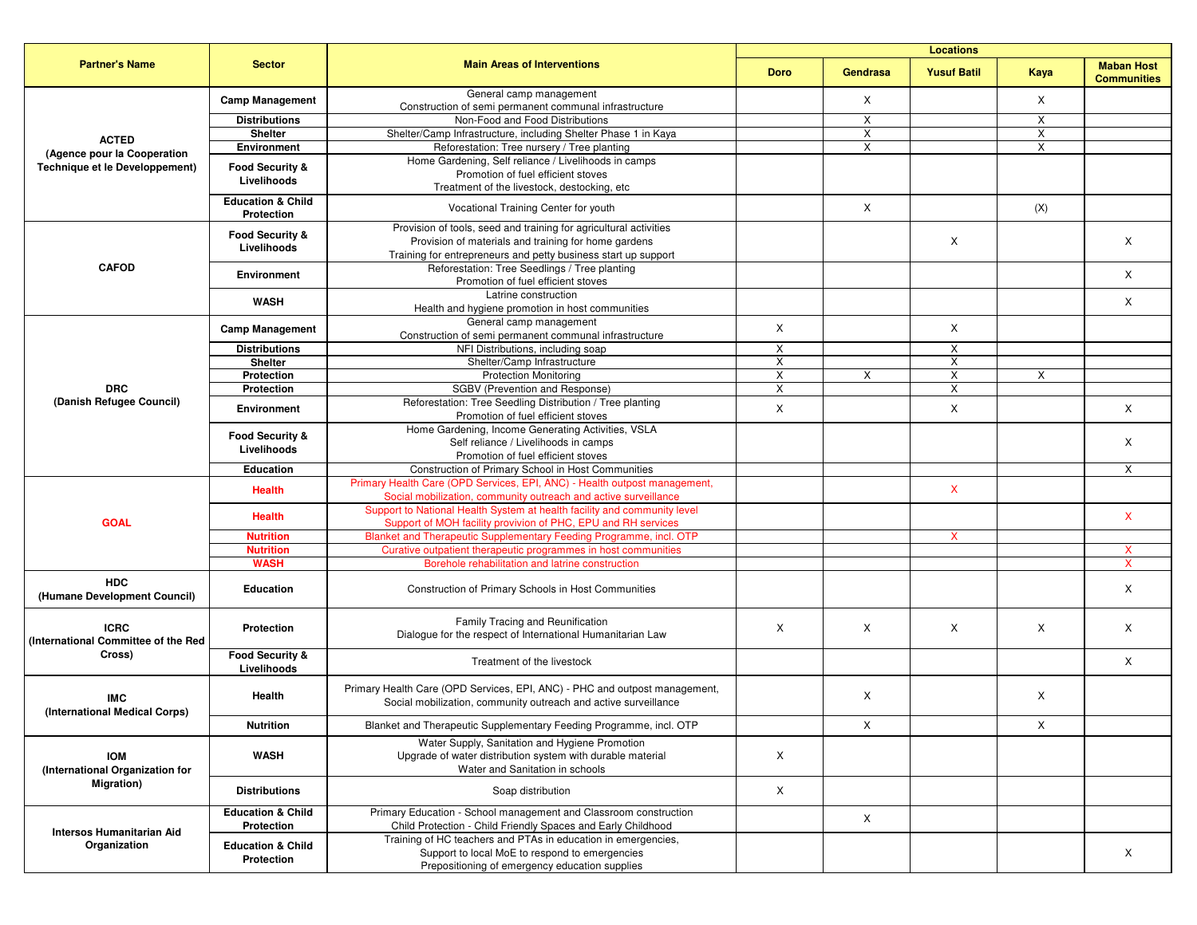| Partner's Name | Sector | Main Areas of Interventions | Locations | | | | |
|---|---|---|---|---|---|---|---|
| | | | Doro | Gendrasa | Yusuf Batil | Kaya | Maban Host Communities |
| ACTED (Agence pour la Cooperation Technique et le Developpement) | Camp Management | General camp management<br>Construction of semi permanent communal infrastructure | | X | | X | |
| | Distributions | Non-Food and Food Distributions | | X | | X | |
| | Shelter | Shelter/Camp Infrastructure, including Shelter Phase 1 in Kaya | | X | | X | |
| | Environment | Reforestation: Tree nursery / Tree planting | | X | | X | |
| | Food Security & Livelihoods | Home Gardening, Self reliance / Livelihoods in camps<br>Promotion of fuel efficient stoves<br>Treatment of the livestock, destocking, etc | | | | | |
| | Education & Child Protection | Vocational Training Center for youth | | X | | (X) | |
| CAFOD | Food Security & Livelihoods | Provision of tools, seed and training for agricultural activities<br>Provision of materials and training for home gardens<br>Training for entrepreneurs and petty business start up support | | | X | | X |
| | Environment | Reforestation: Tree Seedlings / Tree planting<br>Promotion of fuel efficient stoves | | | | | X |
| | WASH | Latrine construction<br>Health and hygiene promotion in host communities | | | | | X |
| DRC (Danish Refugee Council) | Camp Management | General camp management<br>Construction of semi permanent communal infrastructure | X | | X | | |
| | Distributions | NFI Distributions, including soap | X | | X | | |
| | Shelter | Shelter/Camp Infrastructure | X | | X | | |
| | Protection | Protection Monitoring | X | X | X | X | |
| | Protection | SGBV (Prevention and Response) | X | | X | | |
| | Environment | Reforestation: Tree Seedling Distribution / Tree planting<br>Promotion of fuel efficient stoves | X | | X | | X |
| | Food Security & Livelihoods | Home Gardening, Income Generating Activities, VSLA<br>Self reliance / Livelihoods in camps<br>Promotion of fuel efficient stoves | | | | | X |
| | Education | Construction of Primary School in Host Communities | | | | | X |
| GOAL | Health | Primary Health Care (OPD Services, EPI, ANC) - Health outpost management,<br>Social mobilization, community outreach and active surveillance | | | X | | |
| | Health | Support to National Health System at health facility and community level<br>Support of MOH facility provivion of PHC, EPU and RH services | | | | | X |
| | Nutrition | Blanket and Therapeutic Supplementary Feeding Programme, incl. OTP | | | X | | |
| | Nutrition | Curative outpatient therapeutic programmes in host communities | | | | | X |
| | WASH | Borehole rehabilitation and latrine construction | | | | | X |
| HDC (Humane Development Council) | Education | Construction of Primary Schools in Host Communities | | | | | X |
| ICRC (International Committee of the Red Cross) | Protection | Family Tracing and Reunification<br>Dialogue for the respect of International Humanitarian Law | X | X | X | X | X |
| | Food Security & Livelihoods | Treatment of the livestock | | | | | X |
| IMC (International Medical Corps) | Health | Primary Health Care (OPD Services, EPI, ANC) - PHC and outpost management,<br>Social mobilization, community outreach and active surveillance | | X | | X | |
| | Nutrition | Blanket and Therapeutic Supplementary Feeding Programme, incl. OTP | | X | | X | |
| IOM (International Organization for Migration) | WASH | Water Supply, Sanitation and Hygiene Promotion<br>Upgrade of water distribution system with durable material<br>Water and Sanitation in schools | X | | | | |
| | Distributions | Soap distribution | X | | | | |
| Intersos Humanitarian Aid Organization | Education & Child Protection | Primary Education - School management and Classroom construction<br>Child Protection - Child Friendly Spaces and Early Childhood | | X | | | |
| | Education & Child Protection | Training of HC teachers and PTAs in education in emergencies,<br>Support to local MoE to respond to emergencies<br>Prepositioning of emergency education supplies | | | | | X |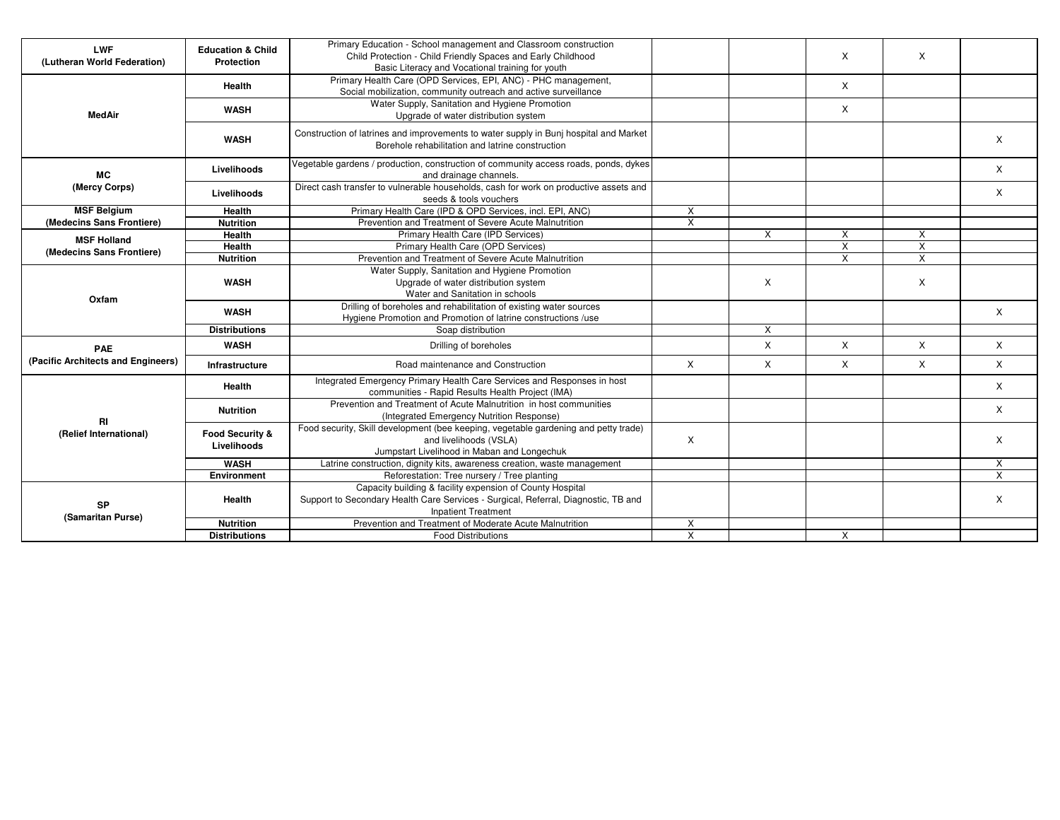| | | | | | | | |
|---|---|---|---|---|---|---|---|
| LWF (Lutheran World Federation) | Education & Child Protection | Primary Education - School management and Classroom construction<br>Child Protection - Child Friendly Spaces and Early Childhood<br>Basic Literacy and Vocational training for youth | | | X | X | |
| MedAir | Health | Primary Health Care (OPD Services, EPI, ANC) - PHC management,<br>Social mobilization, community outreach and active surveillance | | | X | | |
| | WASH | Water Supply, Sanitation and Hygiene Promotion<br>Upgrade of water distribution system | | | X | | |
| | WASH | Construction of latrines and improvements to water supply in Bunj hospital and Market<br>Borehole rehabilitation and latrine construction | | | | | X |
| MC (Mercy Corps) | Livelihoods | Vegetable gardens / production, construction of community access roads, ponds, dykes and drainage channels. | | | | | X |
| | Livelihoods | Direct cash transfer to vulnerable households, cash for work on productive assets and seeds & tools vouchers | | | | | X |
| MSF Belgium (Medecins Sans Frontiere) | Health | Primary Health Care (IPD & OPD Services, incl. EPI, ANC) | X | | | | |
| | Nutrition | Prevention and Treatment of Severe Acute Malnutrition | X | | | | |
| MSF Holland (Medecins Sans Frontiere) | Health | Primary Health Care (IPD Services) | | X | X | X | |
| | Health | Primary Health Care (OPD Services) | | | X | X | |
| | Nutrition | Prevention and Treatment of Severe Acute Malnutrition | | | X | X | |
| Oxfam | WASH | Water Supply, Sanitation and Hygiene Promotion<br>Upgrade of water distribution system<br>Water and Sanitation in schools | | X | | X | |
| | WASH | Drilling of boreholes and rehabilitation of existing water sources<br>Hygiene Promotion and Promotion of latrine constructions /use | | | | | X |
| | Distributions | Soap distribution | | X | | | |
| PAE (Pacific Architects and Engineers) | WASH | Drilling of boreholes | | X | X | X | X |
| | Infrastructure | Road maintenance and Construction | X | X | X | X | X |
| RI (Relief International) | Health | Integrated Emergency Primary Health Care Services and Responses in host communities - Rapid Results Health Project (IMA) | | | | | X |
| | Nutrition | Prevention and Treatment of Acute Malnutrition in host communities<br>(Integrated Emergency Nutrition Response) | | | | | X |
| | Food Security & Livelihoods | Food security, Skill development (bee keeping, vegetable gardening and petty trade) and livelihoods (VSLA)<br>Jumpstart Livelihood in Maban and Longechuk | X | | | | X |
| | WASH | Latrine construction, dignity kits, awareness creation, waste management | | | | | X |
| | Environment | Reforestation: Tree nursery / Tree planting | | | | | X |
| SP (Samaritan Purse) | Health | Capacity building & facility expension of County Hospital<br>Support to Secondary Health Care Services - Surgical, Referral, Diagnostic, TB and Inpatient Treatment | | | | | X |
| | Nutrition | Prevention and Treatment of Moderate Acute Malnutrition | X | | | | |
| | Distributions | Food Distributions | X | | X | | |